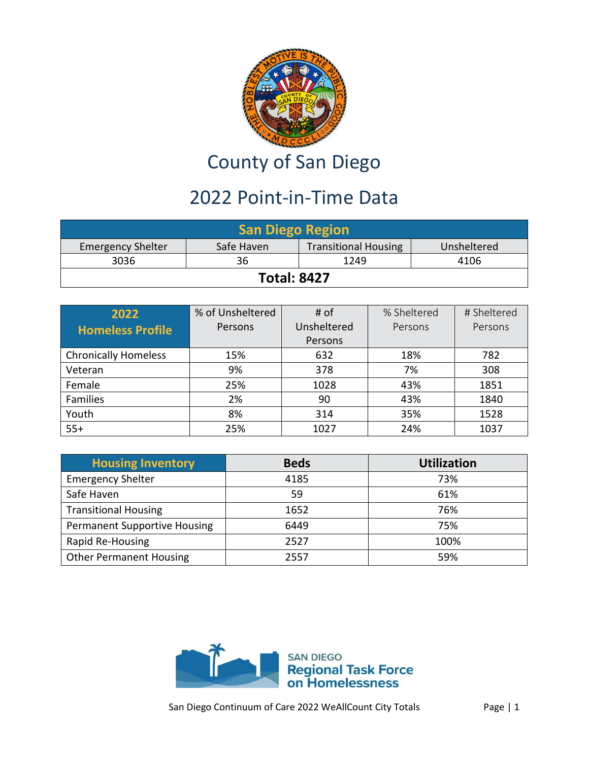# County of San Diego

## 2022 Point-in-Time Data

| San Diego Region | | | |
|---|---|---|---|
| Emergency Shelter | Safe Haven | Transitional Housing | Unsheltered |
| 3036 | 36 | 1249 | 4106 |
| **Total: 8427** | | | |

| 2022 Homeless Profile | % of Unsheltered Persons | # of Unsheltered Persons | % Sheltered Persons | # Sheltered Persons |
|---|---|---|---|---|
| Chronically Homeless | 15% | 632 | 18% | 782 |
| Veteran | 9% | 378 | 7% | 308 |
| Female | 25% | 1028 | 43% | 1851 |
| Families | 2% | 90 | 43% | 1840 |
| Youth | 8% | 314 | 35% | 1528 |
| 55+ | 25% | 1027 | 24% | 1037 |

| Housing Inventory | Beds | Utilization |
|---|---|---|
| Emergency Shelter | 4185 | 73% |
| Safe Haven | 59 | 61% |
| Transitional Housing | 1652 | 76% |
| Permanent Supportive Housing | 6449 | 75% |
| Rapid Re-Housing | 2527 | 100% |
| Other Permanent Housing | 2557 | 59% |

SAN DIEGO Regional Task Force on Homelessness

San Diego Continuum of Care 2022 WeAllCount City Totals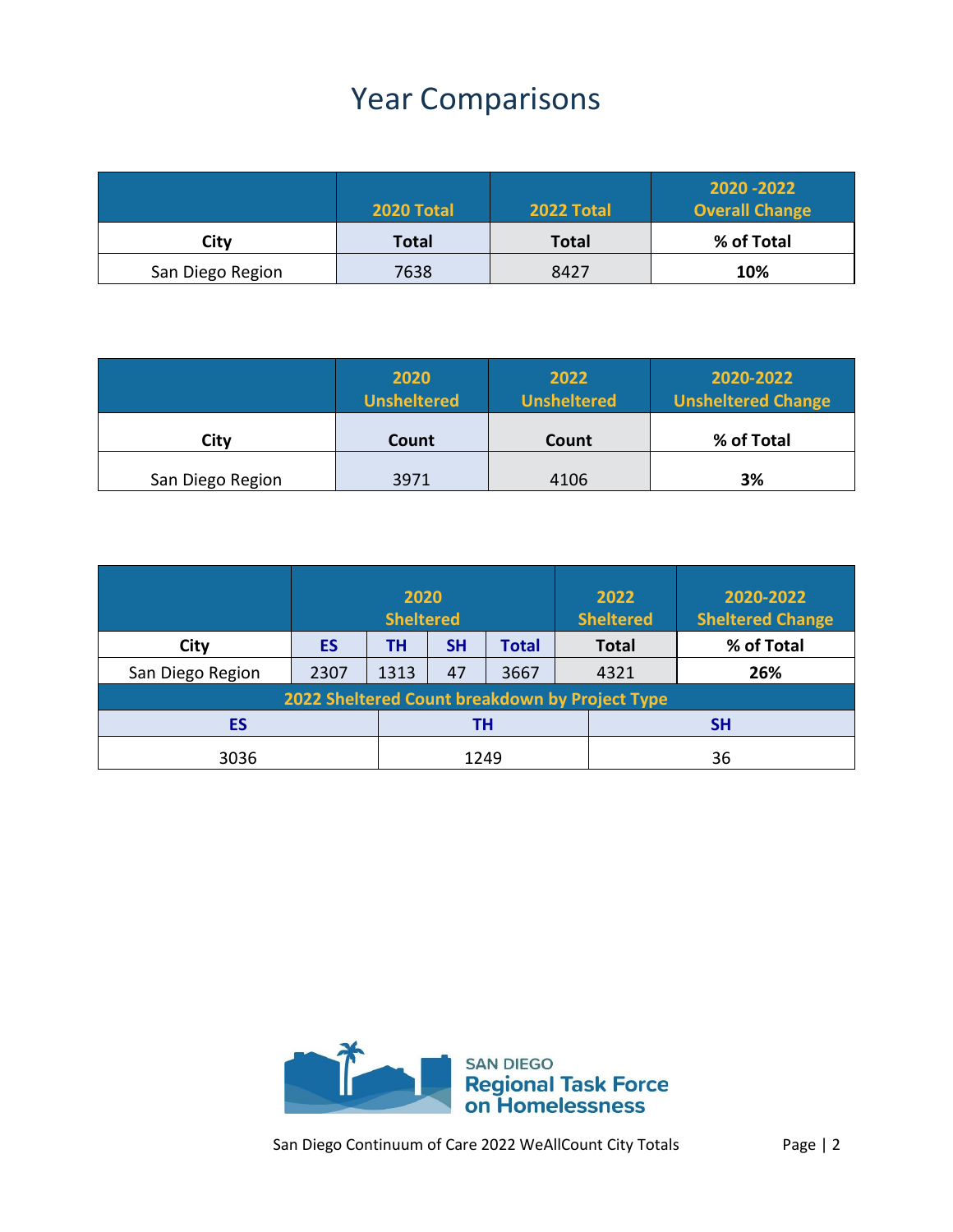# Year Comparisons

| | 2020 Total | 2022 Total | 2020 -2022 Overall Change |
|---|---|---|---|
| **City** | **Total** | **Total** | **% of Total** |
| San Diego Region | 7638 | 8427 | **10%** |

| | 2020 Unsheltered | 2022 Unsheltered | 2020-2022 Unsheltered Change |
|---|---|---|---|
| **City** | **Count** | **Count** | **% of Total** |
| San Diego Region | 3971 | 4106 | **3%** |

| | 2020 Sheltered | | | | 2022 Sheltered | 2020-2022 Sheltered Change |
|---|---|---|---|---|---|---|
| **City** | **ES** | **TH** | **SH** | **Total** | **Total** | **% of Total** |
| San Diego Region | 2307 | 1313 | 47 | 3667 | 4321 | **26%** |

**2022 Sheltered Count breakdown by Project Type**

| ES | TH | SH |
|---|---|---|
| 3036 | 1249 | 36 |

SAN DIEGO **Regional Task Force on Homelessness**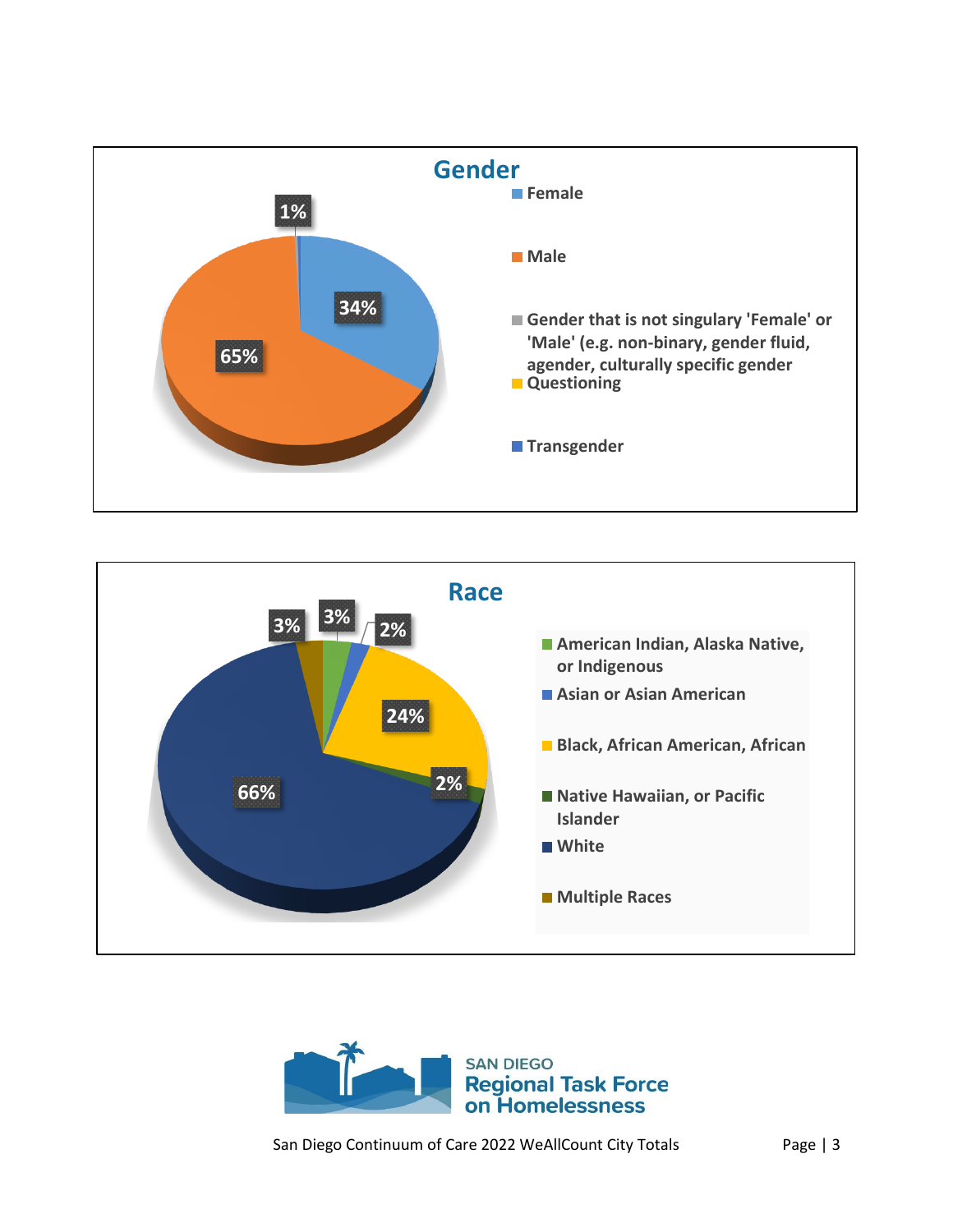## Gender

- Female
- Male
- Gender that is not singulary 'Female' or 'Male' (e.g. non-binary, gender fluid, agender, culturally specific gender
- Questioning
- Transgender

1%

34%

65%

## Race

- American Indian, Alaska Native, or Indigenous
- Asian or Asian American
- Black, African American, African
- Native Hawaiian, or Pacific Islander
- White
- Multiple Races

3%

3%

2%

24%

2%

66%

SAN DIEGO
**Regional Task Force on Homelessness**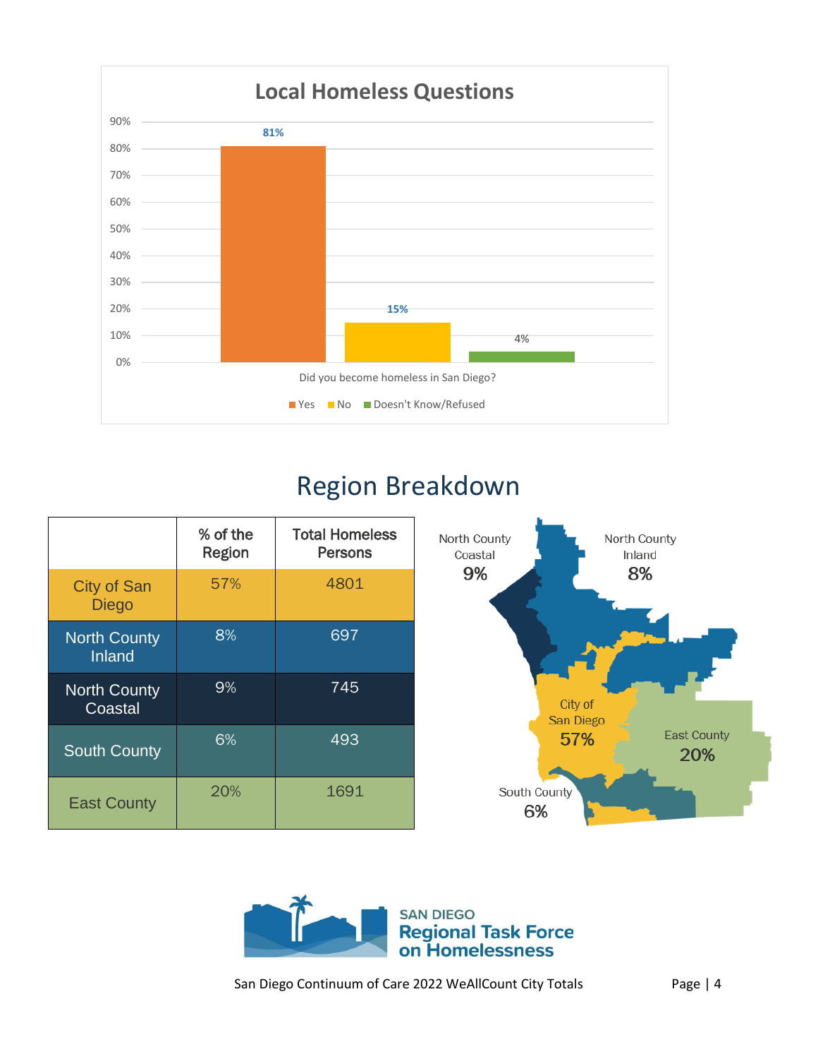## Local Homeless Questions

90%
80%
70%
60%
50%
40%
30%
20%
10%
0%

81%
15%
4%

Did you become homeless in San Diego?

Yes
No
Doesn't Know/Refused

# Region Breakdown

| | % of the Region | Total Homeless Persons |
|---|---|---|
| City of San Diego | 57% | 4801 |
| North County Inland | 8% | 697 |
| North County Coastal | 9% | 745 |
| South County | 6% | 493 |
| East County | 20% | 1691 |

North County Coastal
9%

North County Inland
8%

City of San Diego
57%

East County
20%

South County
6%

SAN DIEGO
Regional Task Force on Homelessness